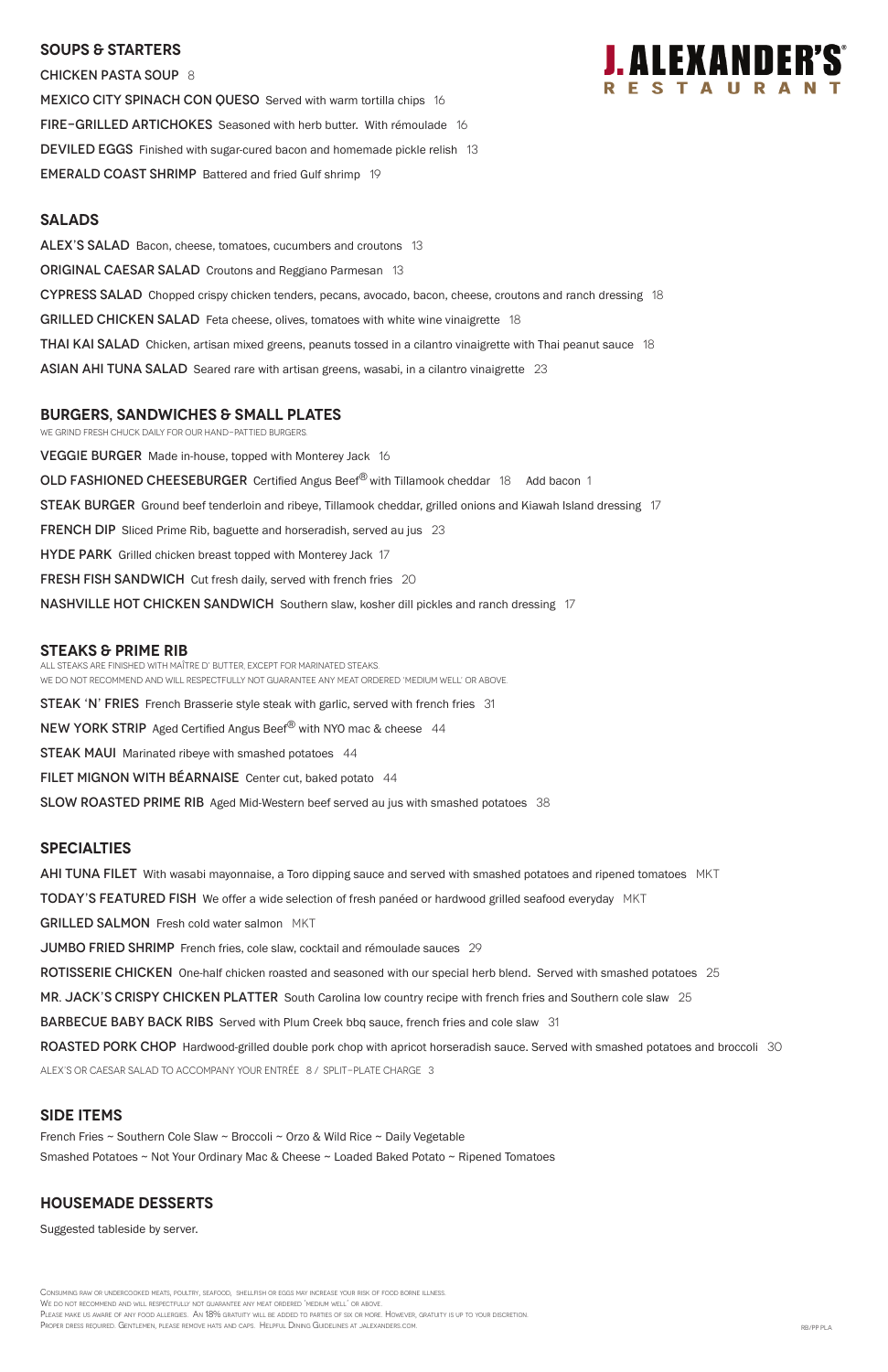# J. ALEXANDER'S RESTAURANT

## SOUPS & STARTERS

CHICKEN PASTA SOUP 8

MEXICO CITY SPINACH CON QUESO Served with warm tortilla chips 16

FIRE-GRILLED ARTICHOKES Seasoned with herb butter. With rémoulade 16

DEVILED EGGS Finished with sugar-cured bacon and homemade pickle relish 13

EMERALD COAST SHRIMP Battered and fried Gulf shrimp 19

## SALADS

ALEX'S SALAD Bacon, cheese, tomatoes, cucumbers and croutons 13

ORIGINAL CAESAR SALAD Croutons and Reggiano Parmesan 13

CYPRESS SALAD Chopped crispy chicken tenders, pecans, avocado, bacon, cheese, croutons and ranch dressing 18

GRILLED CHICKEN SALAD Feta cheese, olives, tomatoes with white wine vinaigrette 18

THAI KAI SALAD Chicken, artisan mixed greens, peanuts tossed in a cilantro vinaigrette with Thai peanut sauce 18

ASIAN AHI TUNA SALAD Seared rare with artisan greens, wasabi, in a cilantro vinaigrette 23

## BURGERS, SANDWICHES & SMALL PLATES

WE GRIND FRESH CHUCK DAILY FOR OUR HAND-PATTIED BURGERS.

VEGGIE BURGER Made in-house, topped with Monterey Jack 16

OLD FASHIONED CHEESEBURGER Certified Angus Beef® with Tillamook cheddar 18 Add bacon 1

STEAK BURGER Ground beef tenderloin and ribeye, Tillamook cheddar, grilled onions and Kiawah Island dressing 17

FRENCH DIP Sliced Prime Rib, baguette and horseradish, served au jus 23

HYDE PARK Grilled chicken breast topped with Monterey Jack 17

FRESH FISH SANDWICH Cut fresh daily, served with french fries 20

NASHVILLE HOT CHICKEN SANDWICH Southern slaw, kosher dill pickles and ranch dressing 17

## STEAKS & PRIME RIB

ALL STEAKS ARE FINISHED WITH MAÎTRE D' BUTTER, EXCEPT FOR MARINATED STEAKS.
WE DO NOT RECOMMEND AND WILL RESPECTFULLY NOT GUARANTEE ANY MEAT ORDERED 'MEDIUM WELL' OR ABOVE.

STEAK 'N' FRIES French Brasserie style steak with garlic, served with french fries 31

NEW YORK STRIP Aged Certified Angus Beef® with NYO mac & cheese 44

STEAK MAUI Marinated ribeye with smashed potatoes 44

FILET MIGNON WITH BÉARNAISE Center cut, baked potato 44

SLOW ROASTED PRIME RIB Aged Mid-Western beef served au jus with smashed potatoes 38

## SPECIALTIES

AHI TUNA FILET With wasabi mayonnaise, a Toro dipping sauce and served with smashed potatoes and ripened tomatoes MKT

TODAY'S FEATURED FISH We offer a wide selection of fresh panéed or hardwood grilled seafood everyday MKT

GRILLED SALMON Fresh cold water salmon MKT

JUMBO FRIED SHRIMP French fries, cole slaw, cocktail and rémoulade sauces 29

ROTISSERIE CHICKEN One-half chicken roasted and seasoned with our special herb blend. Served with smashed potatoes 25

MR. JACK'S CRISPY CHICKEN PLATTER South Carolina low country recipe with french fries and Southern cole slaw 25

BARBECUE BABY BACK RIBS Served with Plum Creek bbq sauce, french fries and cole slaw 31

ROASTED PORK CHOP Hardwood-grilled double pork chop with apricot horseradish sauce. Served with smashed potatoes and broccoli 30

ALEX'S OR CAESAR SALAD TO ACCOMPANY YOUR ENTRÉE 8 / SPLIT-PLATE CHARGE 3

## SIDE ITEMS

French Fries ~ Southern Cole Slaw ~ Broccoli ~ Orzo & Wild Rice ~ Daily Vegetable
Smashed Potatoes ~ Not Your Ordinary Mac & Cheese ~ Loaded Baked Potato ~ Ripened Tomatoes

## HOUSEMADE DESSERTS

Suggested tableside by server.

Consuming raw or undercooked meats, poultry, seafood, shellfish or eggs may increase your risk of food borne illness.
We do not recommend and will respectfully not guarantee any meat ordered 'medium well' or above.
Please make us aware of any food allergies. An 18% gratuity will be added to parties of six or more. However, gratuity is up to your discretion.
Proper dress required. Gentlemen, please remove hats and caps. Helpful Dining Guidelines at jalexanders.com.

RB/PP PLA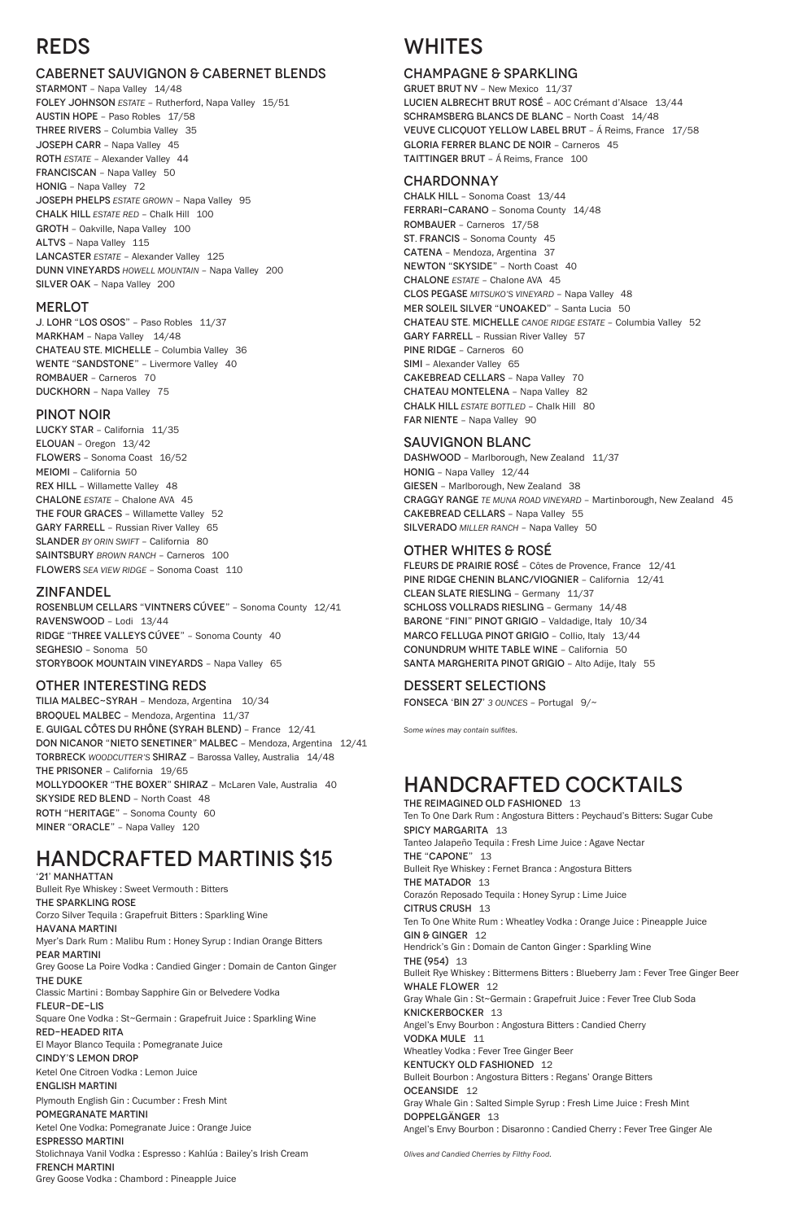# REDS

## CABERNET SAUVIGNON & CABERNET BLENDS

**STARMONT** – Napa Valley 14/48
**FOLEY JOHNSON** *ESTATE* – Rutherford, Napa Valley 15/51
**AUSTIN HOPE** – Paso Robles 17/58
**THREE RIVERS** – Columbia Valley 35
**JOSEPH CARR** – Napa Valley 45
**ROTH** *ESTATE* – Alexander Valley 44
**FRANCISCAN** – Napa Valley 50
**HONIG** – Napa Valley 72
**JOSEPH PHELPS** *ESTATE GROWN* – Napa Valley 95
**CHALK HILL** *ESTATE RED* – Chalk Hill 100
**GROTH** – Oakville, Napa Valley 100
**ALTVS** – Napa Valley 115
**LANCASTER** *ESTATE* – Alexander Valley 125
**DUNN VINEYARDS** *HOWELL MOUNTAIN* – Napa Valley 200
**SILVER OAK** – Napa Valley 200

## MERLOT

**J. LOHR "LOS OSOS"** – Paso Robles 11/37
**MARKHAM** – Napa Valley 14/48
**CHATEAU STE. MICHELLE** – Columbia Valley 36
**WENTE "SANDSTONE"** – Livermore Valley 40
**ROMBAUER** – Carneros 70
**DUCKHORN** – Napa Valley 75

## PINOT NOIR

**LUCKY STAR** – California 11/35
**ELOUAN** – Oregon 13/42
**FLOWERS** – Sonoma Coast 16/52
**MEIOMI** – California 50
**REX HILL** – Willamette Valley 48
**CHALONE** *ESTATE* – Chalone AVA 45
**THE FOUR GRACES** – Willamette Valley 52
**GARY FARRELL** – Russian River Valley 65
**SLANDER** *BY ORIN SWIFT* – California 80
**SAINTSBURY** *BROWN RANCH* – Carneros 100
**FLOWERS** *SEA VIEW RIDGE* – Sonoma Coast 110

## ZINFANDEL

**ROSENBLUM CELLARS "VINTNERS CÚVEE"** – Sonoma County 12/41
**RAVENSWOOD** – Lodi 13/44
**RIDGE "THREE VALLEYS CÚVEE"** – Sonoma County 40
**SEGHESIO** – Sonoma 50
**STORYBOOK MOUNTAIN VINEYARDS** – Napa Valley 65

## OTHER INTERESTING REDS

**TILIA MALBEC~SYRAH** – Mendoza, Argentina 10/34
**BROQUEL MALBEC** – Mendoza, Argentina 11/37
**E. GUIGAL CÔTES DU RHÔNE (SYRAH BLEND)** – France 12/41
**DON NICANOR "NIETO SENETINER" MALBEC** – Mendoza, Argentina 12/41
**TORBRECK** *WOODCUTTER'S* **SHIRAZ** – Barossa Valley, Australia 14/48
**THE PRISONER** – California 19/65
**MOLLYDOOKER "THE BOXER" SHIRAZ** – McLaren Vale, Australia 40
**SKYSIDE RED BLEND** – North Coast 48
**ROTH "HERITAGE"** – Sonoma County 60
**MINER "ORACLE"** – Napa Valley 120

# HANDCRAFTED MARTINIS $15

**'21' MANHATTAN**
Bulleit Rye Whiskey : Sweet Vermouth : Bitters
**THE SPARKLING ROSE**
Corzo Silver Tequila : Grapefruit Bitters : Sparkling Wine
**HAVANA MARTINI**
Myer's Dark Rum : Malibu Rum : Honey Syrup : Indian Orange Bitters
**PEAR MARTINI**
Grey Goose La Poire Vodka : Candied Ginger : Domain de Canton Ginger
**THE DUKE**
Classic Martini : Bombay Sapphire Gin or Belvedere Vodka
**FLEUR–DE–LIS**
Square One Vodka : St~Germain : Grapefruit Juice : Sparkling Wine
**RED–HEADED RITA**
El Mayor Blanco Tequila : Pomegranate Juice
**CINDY'S LEMON DROP**
Ketel One Citroen Vodka : Lemon Juice
**ENGLISH MARTINI**
Plymouth English Gin : Cucumber : Fresh Mint
**POMEGRANATE MARTINI**
Ketel One Vodka: Pomegranate Juice : Orange Juice
**ESPRESSO MARTINI**
Stolichnaya Vanil Vodka : Espresso : Kahlúa : Bailey's Irish Cream
**FRENCH MARTINI**
Grey Goose Vodka : Chambord : Pineapple Juice

# WHITES

## CHAMPAGNE & SPARKLING

**GRUET BRUT NV** – New Mexico 11/37
**LUCIEN ALBRECHT BRUT ROSÉ** – AOC Crémant d'Alsace 13/44
**SCHRAMSBERG BLANCS DE BLANC** – North Coast 14/48
**VEUVE CLICQUOT YELLOW LABEL BRUT** – Á Reims, France 17/58
**GLORIA FERRER BLANC DE NOIR** – Carneros 45
**TAITTINGER BRUT** – Á Reims, France 100

## CHARDONNAY

**CHALK HILL** – Sonoma Coast 13/44
**FERRARI–CARANO** – Sonoma County 14/48
**ROMBAUER** – Carneros 17/58
**ST. FRANCIS** – Sonoma County 45
**CATENA** – Mendoza, Argentina 37
**NEWTON "SKYSIDE"** – North Coast 40
**CHALONE** *ESTATE* – Chalone AVA 45
**CLOS PEGASE** *MITSUKO'S VINEYARD* – Napa Valley 48
**MER SOLEIL SILVER "UNOAKED"** – Santa Lucia 50
**CHATEAU STE. MICHELLE** *CANOE RIDGE ESTATE* – Columbia Valley 52
**GARY FARRELL** – Russian River Valley 57
**PINE RIDGE** – Carneros 60
**SIMI** – Alexander Valley 65
**CAKEBREAD CELLARS** – Napa Valley 70
**CHATEAU MONTELENA** – Napa Valley 82
**CHALK HILL** *ESTATE BOTTLED* – Chalk Hill 80
**FAR NIENTE** – Napa Valley 90

## SAUVIGNON BLANC

**DASHWOOD** – Marlborough, New Zealand 11/37
**HONIG** – Napa Valley 12/44
**GIESEN** – Marlborough, New Zealand 38
**CRAGGY RANGE** *TE MUNA ROAD VINEYARD* – Martinborough, New Zealand 45
**CAKEBREAD CELLARS** – Napa Valley 55
**SILVERADO** *MILLER RANCH* – Napa Valley 50

## OTHER WHITES & ROSÉ

**FLEURS DE PRAIRIE ROSÉ** – Côtes de Provence, France 12/41
**PINE RIDGE CHENIN BLANC/VIOGNIER** – California 12/41
**CLEAN SLATE RIESLING** – Germany 11/37
**SCHLOSS VOLLRADS RIESLING** – Germany 14/48
**BARONE "FINI" PINOT GRIGIO** – Valdadige, Italy 10/34
**MARCO FELLUGA PINOT GRIGIO** – Collio, Italy 13/44
**CONUNDRUM WHITE TABLE WINE** – California 50
**SANTA MARGHERITA PINOT GRIGIO** – Alto Adije, Italy 55

## DESSERT SELECTIONS

**FONSECA 'BIN 27'** *3 OUNCES* – Portugal 9/~

*Some wines may contain sulfites.*

# HANDCRAFTED COCKTAILS

**THE REIMAGINED OLD FASHIONED** 13
Ten To One Dark Rum : Angostura Bitters : Peychaud's Bitters: Sugar Cube
**SPICY MARGARITA** 13
Tanteo Jalapeño Tequila : Fresh Lime Juice : Agave Nectar
**THE "CAPONE"** 13
Bulleit Rye Whiskey : Fernet Branca : Angostura Bitters
**THE MATADOR** 13
Corazón Reposado Tequila : Honey Syrup : Lime Juice
**CITRUS CRUSH** 13
Ten To One White Rum : Wheatley Vodka : Orange Juice : Pineapple Juice
**GIN & GINGER** 12
Hendrick's Gin : Domain de Canton Ginger : Sparkling Wine
**THE (954)** 13
Bulleit Rye Whiskey : Bittermens Bitters : Blueberry Jam : Fever Tree Ginger Beer
**WHALE FLOWER** 12
Gray Whale Gin : St~Germain : Grapefruit Juice : Fever Tree Club Soda
**KNICKERBOCKER** 13
Angel's Envy Bourbon : Angostura Bitters : Candied Cherry
**VODKA MULE** 11
Wheatley Vodka : Fever Tree Ginger Beer
**KENTUCKY OLD FASHIONED** 12
Bulleit Bourbon : Angostura Bitters : Regans' Orange Bitters
**OCEANSIDE** 12
Gray Whale Gin : Salted Simple Syrup : Fresh Lime Juice : Fresh Mint
**DOPPELGÄNGER** 13
Angel's Envy Bourbon : Disaronno : Candied Cherry : Fever Tree Ginger Ale

*Olives and Candied Cherries by Filthy Food.*